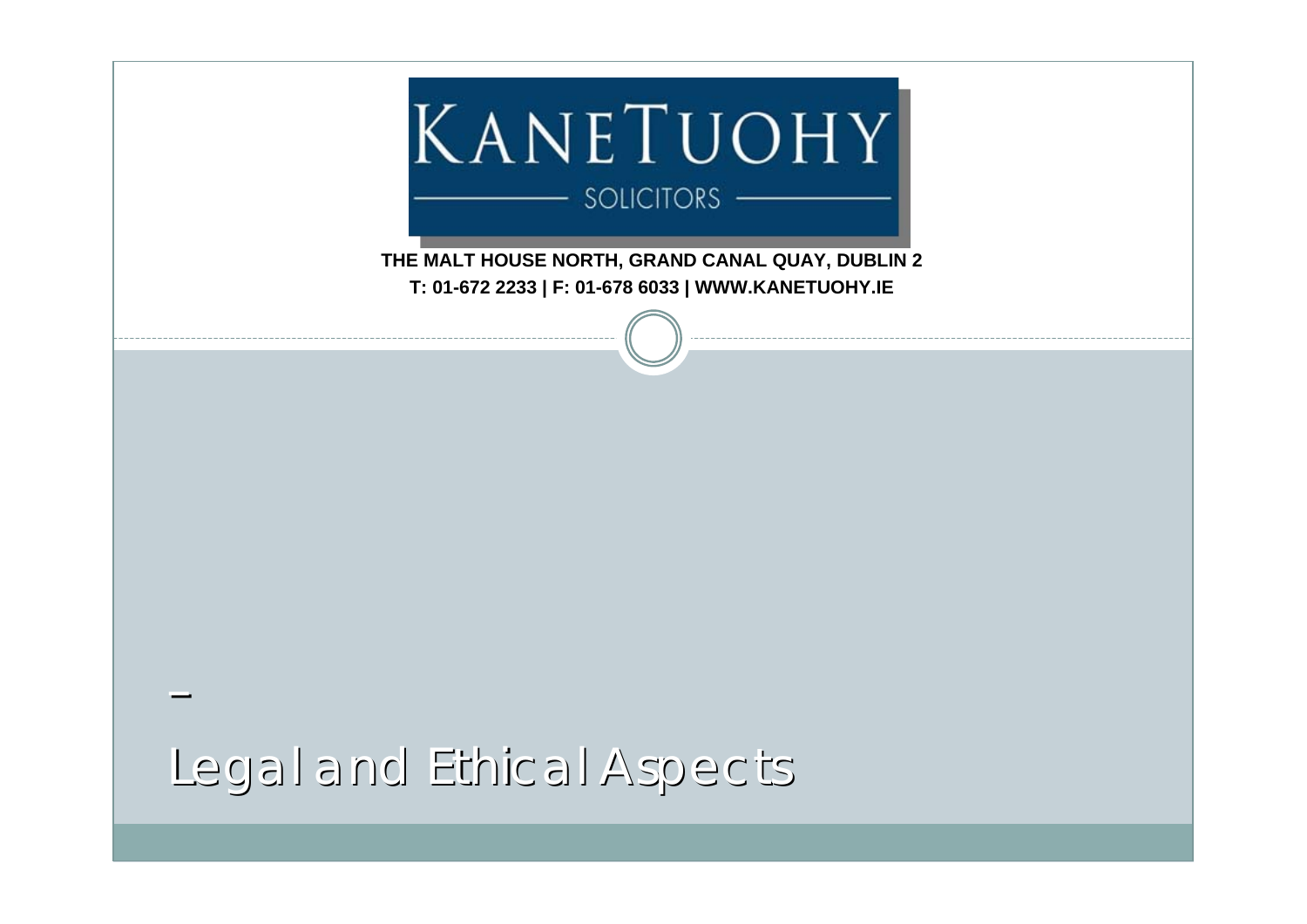KANETUOHY

SOLICITORS

**THE MALT HOUSE NORTH, GRAND CANAL QUAY, DUBLIN 2**

**T: 01-672 2233 | F: 01-678 6033 | WWW.KANETUOHY.IE**

–

# Legal and Ethical Aspects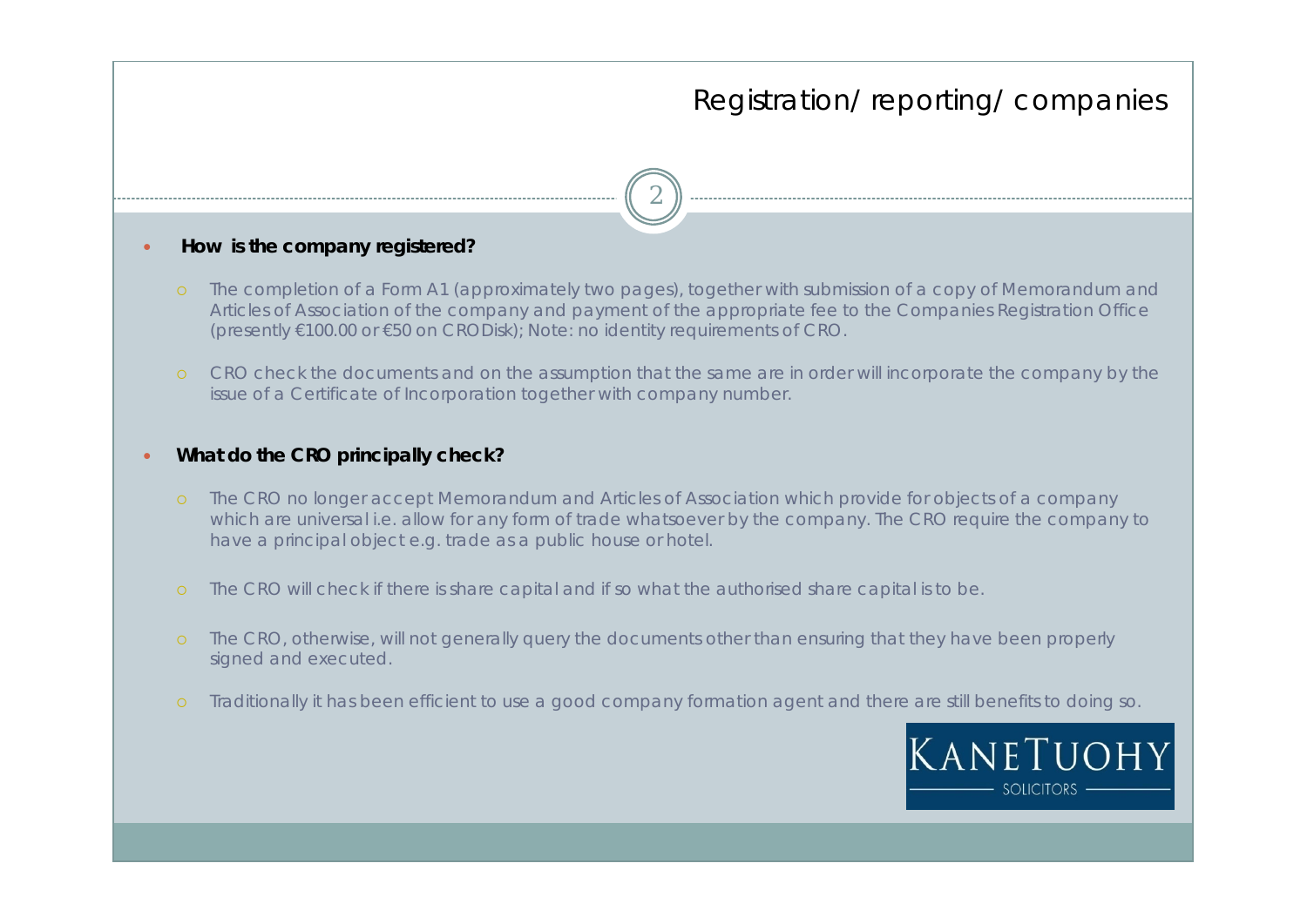# Registration/ reporting/ companies

- **How is the company registered?**
  - The completion of a Form A1 (approximately two pages), together with submission of a copy of Memorandum and Articles of Association of the company and payment of the appropriate fee to the Companies Registration Office (presently €100.00 or €50 on CRODisk); Note: no identity requirements of CRO.
  - CRO check the documents and on the assumption that the same are in order will incorporate the company by the issue of a Certificate of Incorporation together with company number.

- **What do the CRO principally check?**
  - The CRO no longer accept Memorandum and Articles of Association which provide for objects of a company which are universal i.e. allow for any form of trade whatsoever by the company. The CRO require the company to have a principal object e.g. trade as a public house or hotel.
  - The CRO will check if there is share capital and if so what the authorised share capital is to be.
  - The CRO, otherwise, will not generally query the documents other than ensuring that they have been properly signed and executed.
  - Traditionally it has been efficient to use a good company formation agent and there are still benefits to doing so.

KANETUOHY SOLICITORS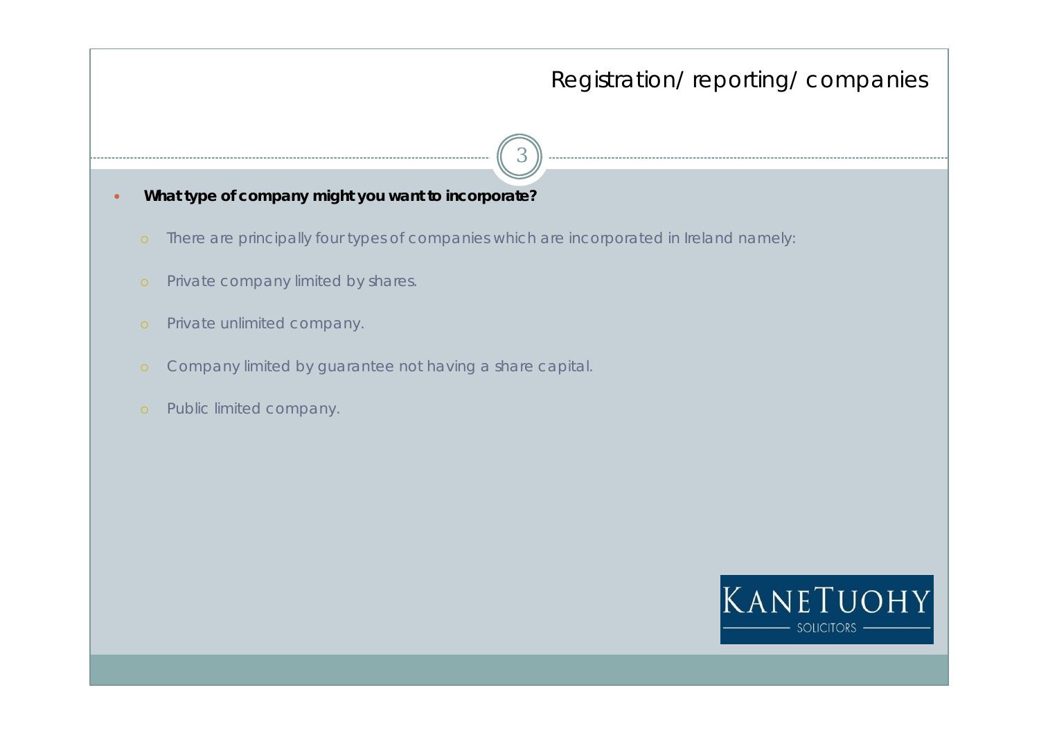## Registration/ reporting/ companies

- **What type of company might you want to incorporate?**
  - There are principally four types of companies which are incorporated in Ireland namely:
  - Private company limited by shares.
  - Private unlimited company.
  - Company limited by guarantee not having a share capital.
  - Public limited company.

KANETUOHY SOLICITORS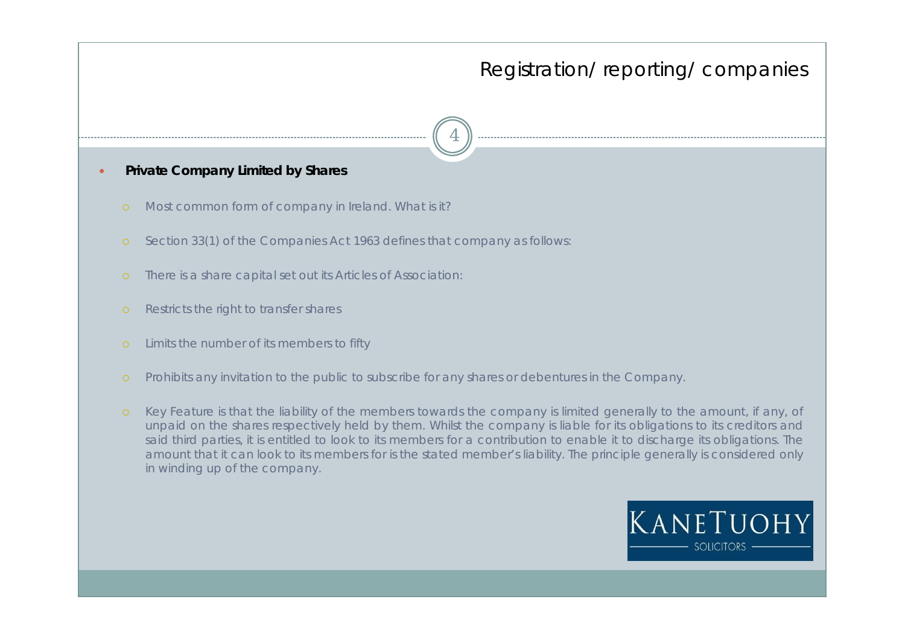# Registration/ reporting/ companies

- **Private Company Limited by Shares**

  - Most common form of company in Ireland. What is it?
  - Section 33(1) of the Companies Act 1963 defines that company as follows:
  - There is a share capital set out its Articles of Association:
  - Restricts the right to transfer shares
  - Limits the number of its members to fifty
  - Prohibits any invitation to the public to subscribe for any shares or debentures in the Company.
  - Key Feature is that the liability of the members towards the company is limited generally to the amount, if any, of unpaid on the shares respectively held by them. Whilst the company is liable for its obligations to its creditors and said third parties, it is entitled to look to its members for a contribution to enable it to discharge its obligations. The amount that it can look to its members for is the stated member's liability. The principle generally is considered only in winding up of the company.

KANETUOHY SOLICITORS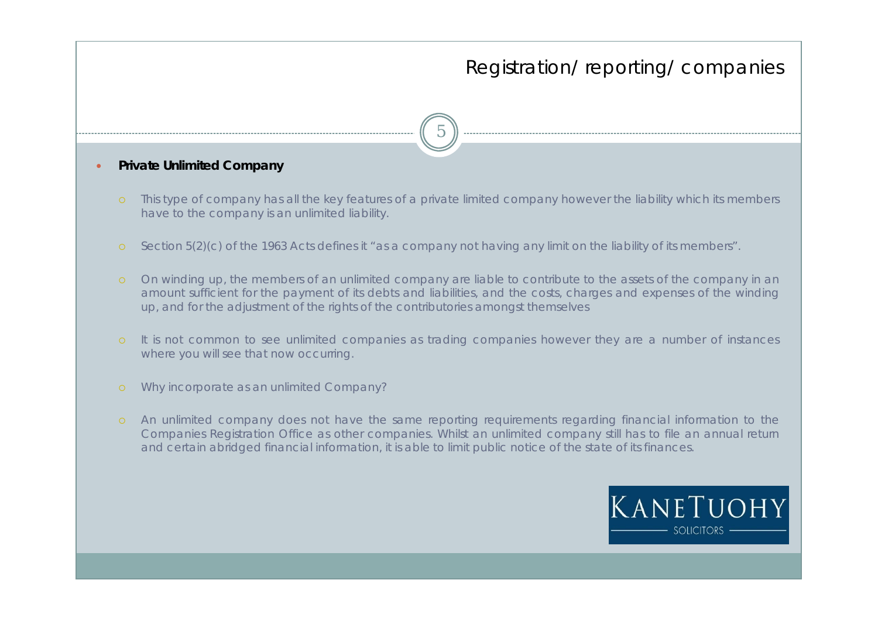## Registration/ reporting/ companies

- **Private Unlimited Company**
  - This type of company has all the key features of a private limited company however the liability which its members have to the company is an unlimited liability.
  - Section 5(2)(c) of the 1963 Acts defines it "as a company not having any limit on the liability of its members".
  - On winding up, the members of an unlimited company are liable to contribute to the assets of the company in an amount sufficient for the payment of its debts and liabilities, and the costs, charges and expenses of the winding up, and for the adjustment of the rights of the contributories amongst themselves
  - It is not common to see unlimited companies as trading companies however they are a number of instances where you will see that now occurring.
  - Why incorporate as an unlimited Company?
  - An unlimited company does not have the same reporting requirements regarding financial information to the Companies Registration Office as other companies. Whilst an unlimited company still has to file an annual return and certain abridged financial information, it is able to limit public notice of the state of its finances.

KANETUOHY SOLICITORS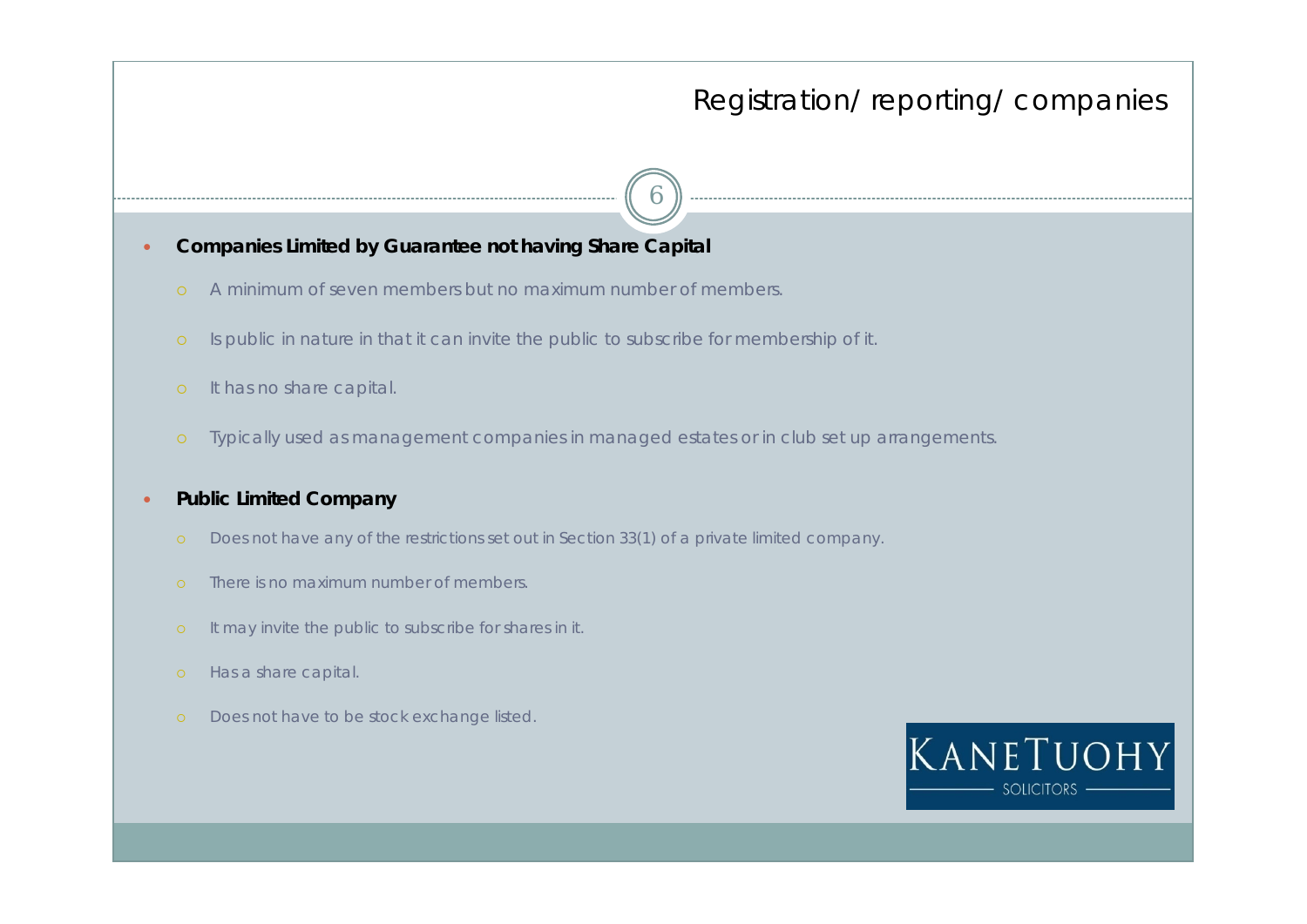# Registration/ reporting/ companies

- **Companies Limited by Guarantee not having Share Capital**
  - A minimum of seven members but no maximum number of members.
  - Is public in nature in that it can invite the public to subscribe for membership of it.
  - It has no share capital.
  - Typically used as management companies in managed estates or in club set up arrangements.

- **Public Limited Company**
  - Does not have any of the restrictions set out in Section 33(1) of a private limited company.
  - There is no maximum number of members.
  - It may invite the public to subscribe for shares in it.
  - Has a share capital.
  - Does not have to be stock exchange listed.

KANETUOHY SOLICITORS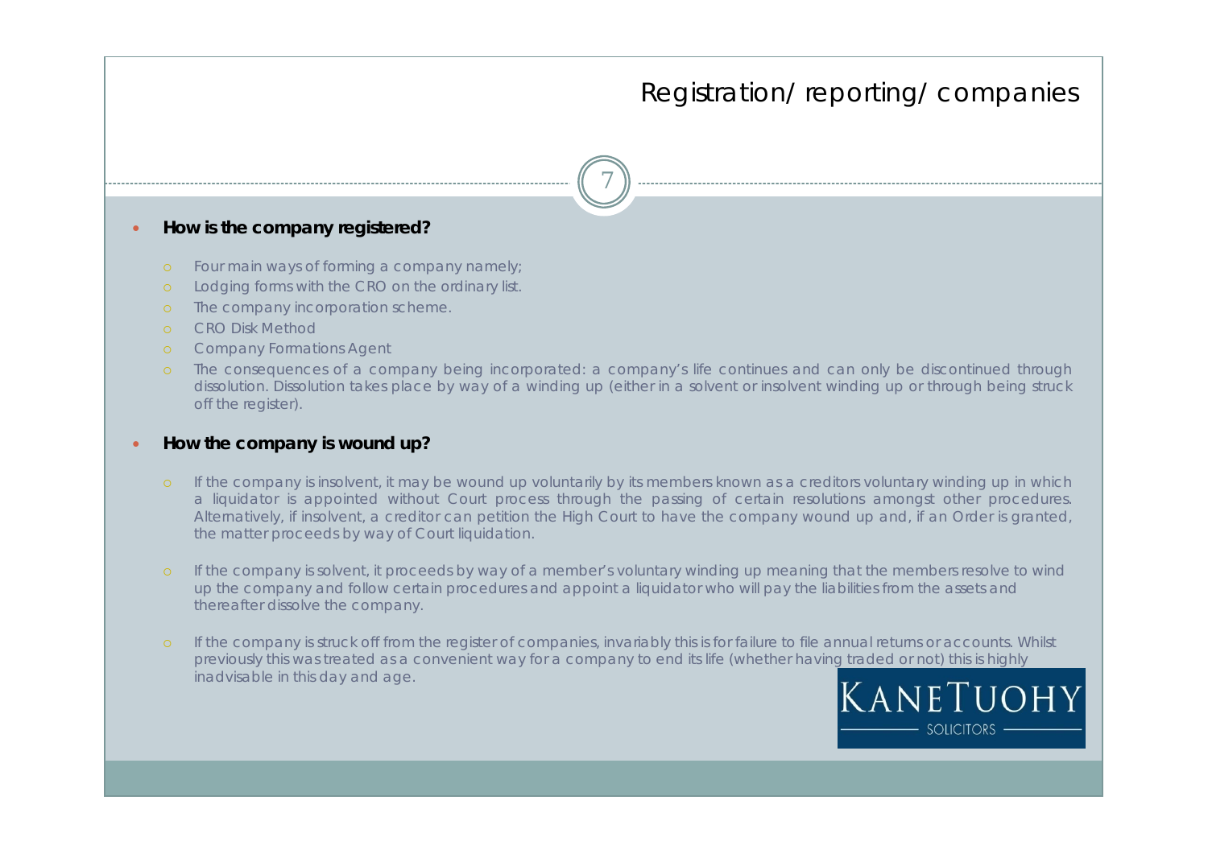# Registration/ reporting/ companies

- **How is the company registered?**
  - Four main ways of forming a company namely;
  - Lodging forms with the CRO on the ordinary list.
  - The company incorporation scheme.
  - CRO Disk Method
  - Company Formations Agent
  - The consequences of a company being incorporated: a company's life continues and can only be discontinued through dissolution. Dissolution takes place by way of a winding up (either in a solvent or insolvent winding up or through being struck off the register).

- **How the company is wound up?**
  - If the company is insolvent, it may be wound up voluntarily by its members known as a creditors voluntary winding up in which a liquidator is appointed without Court process through the passing of certain resolutions amongst other procedures. Alternatively, if insolvent, a creditor can petition the High Court to have the company wound up and, if an Order is granted, the matter proceeds by way of Court liquidation.
  - If the company is solvent, it proceeds by way of a member's voluntary winding up meaning that the members resolve to wind up the company and follow certain procedures and appoint a liquidator who will pay the liabilities from the assets and thereafter dissolve the company.
  - If the company is struck off from the register of companies, invariably this is for failure to file annual returns or accounts. Whilst previously this was treated as a convenient way for a company to end its life (whether having traded or not) this is highly inadvisable in this day and age.

KANETUOHY SOLICITORS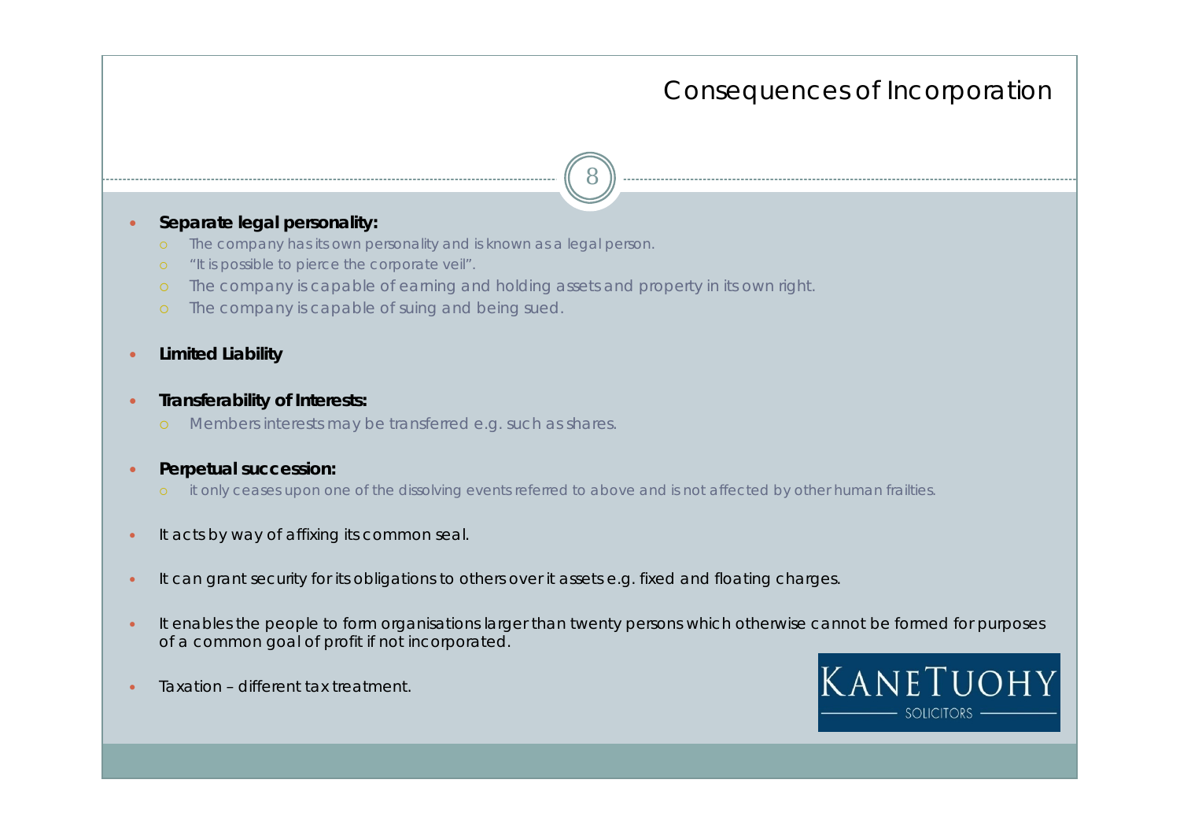# Consequences of Incorporation

- **Separate legal personality:**
  - The company has its own personality and is known as a legal person.
  - "It is possible to pierce the corporate veil".
  - The company is capable of earning and holding assets and property in its own right.
  - The company is capable of suing and being sued.
- **Limited Liability**
- **Transferability of Interests:**
  - Members interests may be transferred e.g. such as shares.
- **Perpetual succession:**
  - it only ceases upon one of the dissolving events referred to above and is not affected by other human frailties.
- It acts by way of affixing its common seal.
- It can grant security for its obligations to others over it assets e.g. fixed and floating charges.
- It enables the people to form organisations larger than twenty persons which otherwise cannot be formed for purposes of a common goal of profit if not incorporated.
- Taxation – different tax treatment.

KANETUOHY SOLICITORS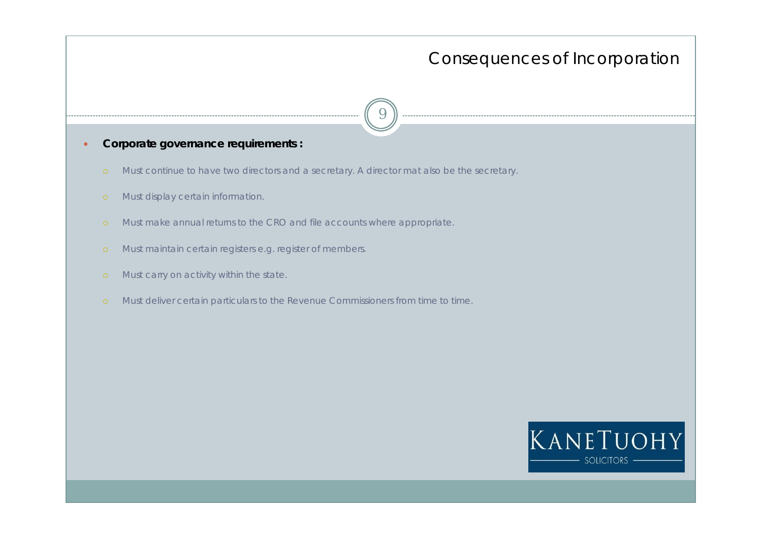# Consequences of Incorporation

- **Corporate governance requirements:**
  - Must continue to have two directors and a secretary. A director mat also be the secretary.
  - Must display certain information.
  - Must make annual returns to the CRO and file accounts where appropriate.
  - Must maintain certain registers e.g. register of members.
  - Must carry on activity within the state.
  - Must deliver certain particulars to the Revenue Commissioners from time to time.

KANETUOHY SOLICITORS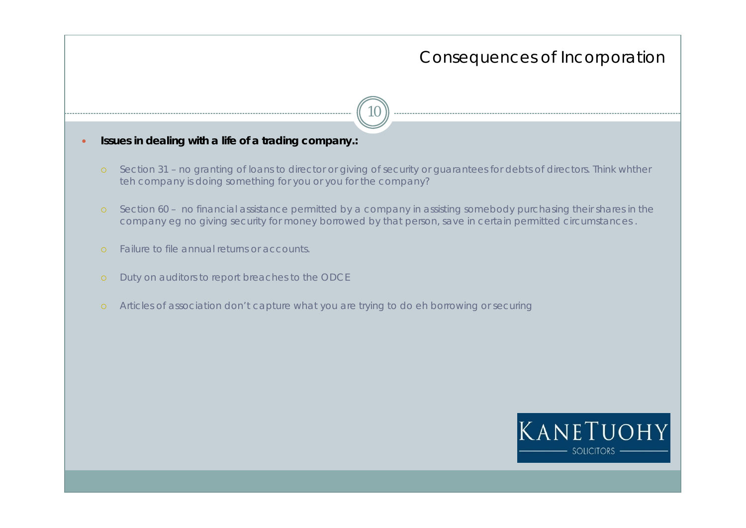# Consequences of Incorporation

- **Issues in dealing with a life of a trading company.:**
  - Section 31 – no granting of loans to director or giving of security or guarantees for debts of directors. Think whther teh company is doing something for you or you for the company?
  - Section 60 – no financial assistance permitted by a company in assisting somebody purchasing their shares in the company eg no giving security for money borrowed by that person, save in certain permitted circumstances.
  - Failure to file annual returns or accounts.
  - Duty on auditors to report breaches to the ODCE
  - Articles of association don't capture what you are trying to do eh borrowing or securing

KANETUOHY SOLICITORS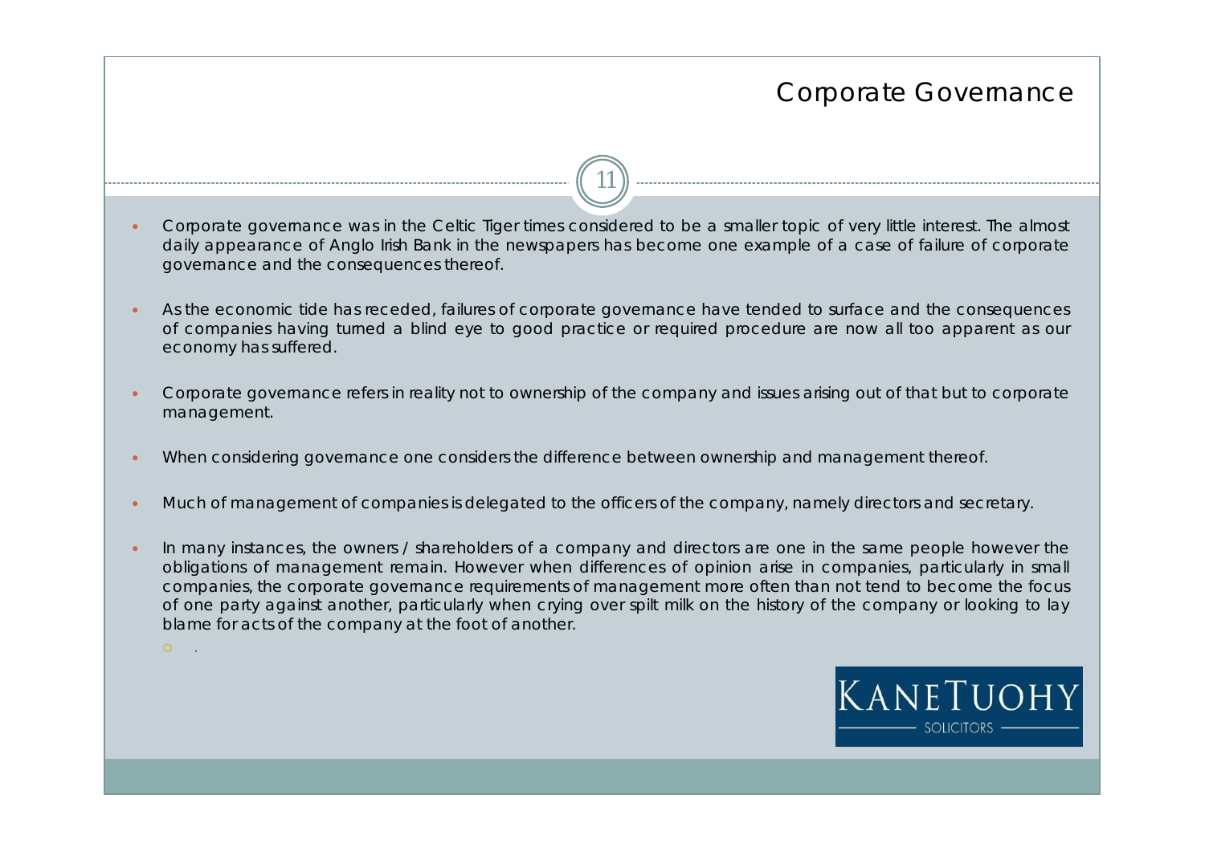# Corporate Governance

- Corporate governance was in the Celtic Tiger times considered to be a smaller topic of very little interest. The almost daily appearance of Anglo Irish Bank in the newspapers has become one example of a case of failure of corporate governance and the consequences thereof.

- As the economic tide has receded, failures of corporate governance have tended to surface and the consequences of companies having turned a blind eye to good practice or required procedure are now all too apparent as our economy has suffered.

- Corporate governance refers in reality not to ownership of the company and issues arising out of that but to corporate management.

- When considering governance one considers the difference between ownership and management thereof.

- Much of management of companies is delegated to the officers of the company, namely directors and secretary.

- In many instances, the owners / shareholders of a company and directors are one in the same people however the obligations of management remain. However when differences of opinion arise in companies, particularly in small companies, the corporate governance requirements of management more often than not tend to become the focus of one party against another, particularly when crying over spilt milk on the history of the company or looking to lay blame for acts of the company at the foot of another.
  - .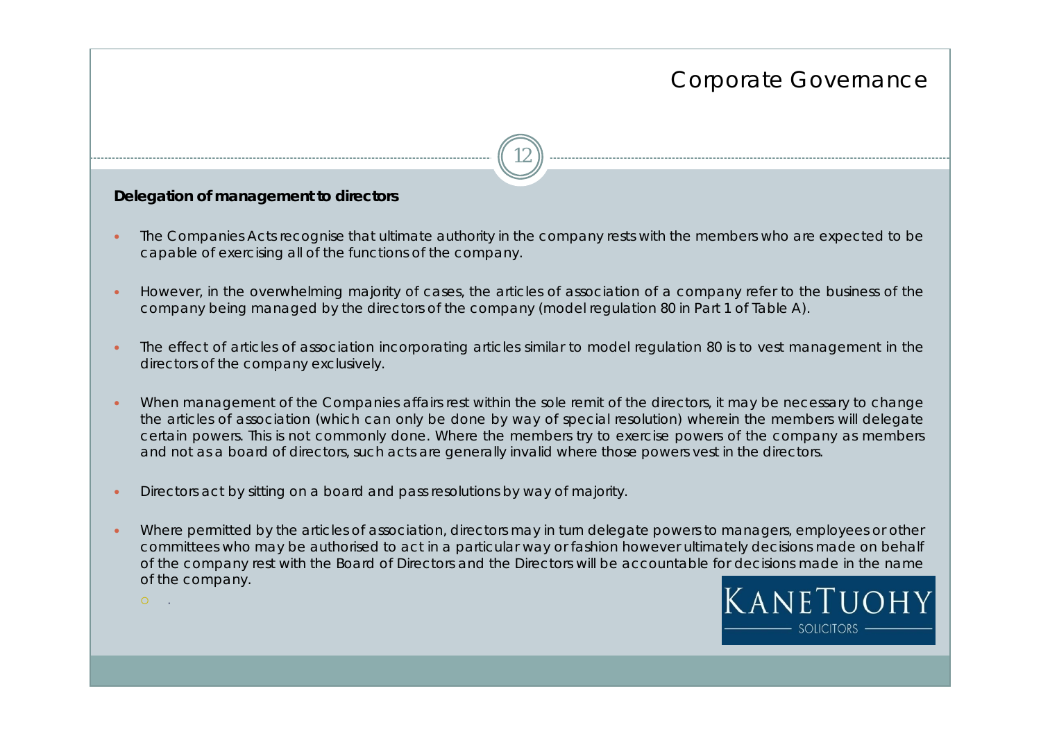# Corporate Governance

**Delegation of management to directors**

- The Companies Acts recognise that ultimate authority in the company rests with the members who are expected to be capable of exercising all of the functions of the company.
- However, in the overwhelming majority of cases, the articles of association of a company refer to the business of the company being managed by the directors of the company (model regulation 80 in Part 1 of Table A).
- The effect of articles of association incorporating articles similar to model regulation 80 is to vest management in the directors of the company exclusively.
- When management of the Companies affairs rest within the sole remit of the directors, it may be necessary to change the articles of association (which can only be done by way of special resolution) wherein the members will delegate certain powers. This is not commonly done. Where the members try to exercise powers of the company as members and not as a board of directors, such acts are generally invalid where those powers vest in the directors.
- Directors act by sitting on a board and pass resolutions by way of majority.
- Where permitted by the articles of association, directors may in turn delegate powers to managers, employees or other committees who may be authorised to act in a particular way or fashion however ultimately decisions made on behalf of the company rest with the Board of Directors and the Directors will be accountable for decisions made in the name of the company.
  - .

KANETUOHY SOLICITORS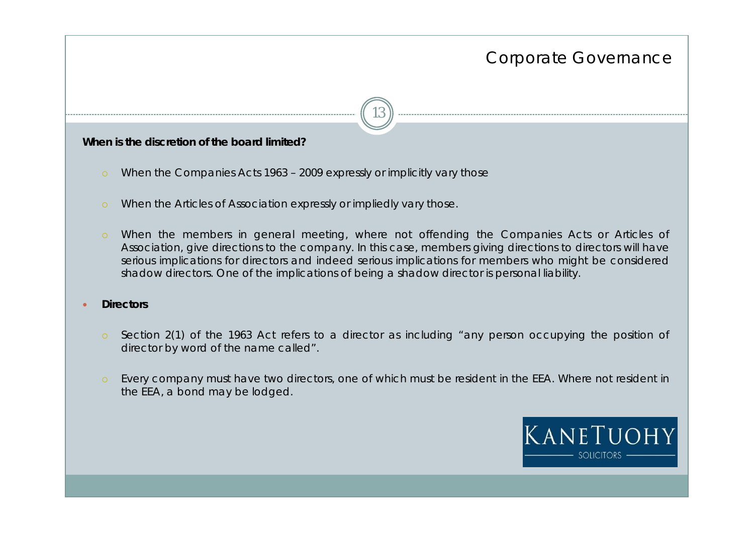## Corporate Governance

**When is the discretion of the board limited?**

- When the Companies Acts 1963 – 2009 expressly or implicitly vary those
- When the Articles of Association expressly or impliedly vary those.
- When the members in general meeting, where not offending the Companies Acts or Articles of Association, give directions to the company. In this case, members giving directions to directors will have serious implications for directors and indeed serious implications for members who might be considered shadow directors. One of the implications of being a shadow director is personal liability.

- **Directors**
  - Section 2(1) of the 1963 Act refers to a director as including "any person occupying the position of director by word of the name called".
  - Every company must have two directors, one of which must be resident in the EEA. Where not resident in the EEA, a bond may be lodged.

KANETUOHY SOLICITORS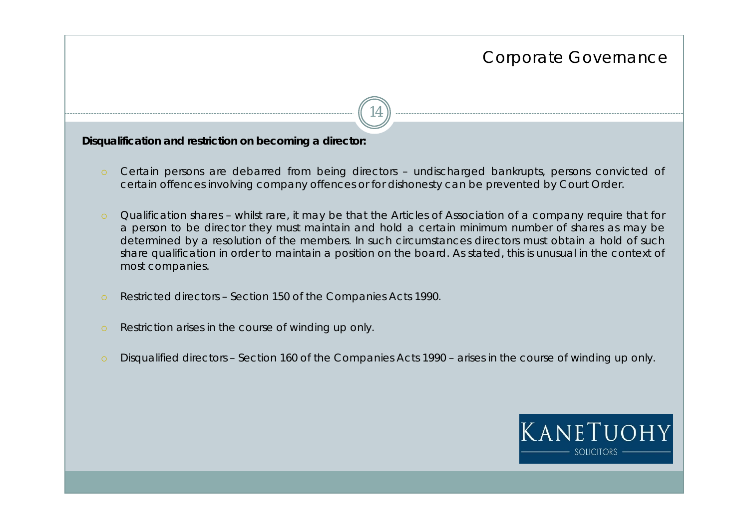**Disqualification and restriction on becoming a director:**

- Certain persons are debarred from being directors – undischarged bankrupts, persons convicted of certain offences involving company offences or for dishonesty can be prevented by Court Order.
- Qualification shares – whilst rare, it may be that the Articles of Association of a company require that for a person to be director they must maintain and hold a certain minimum number of shares as may be determined by a resolution of the members. In such circumstances directors must obtain a hold of such share qualification in order to maintain a position on the board. As stated, this is unusual in the context of most companies.
- Restricted directors – Section 150 of the Companies Acts 1990.
- Restriction arises in the course of winding up only.
- Disqualified directors – Section 160 of the Companies Acts 1990 – arises in the course of winding up only.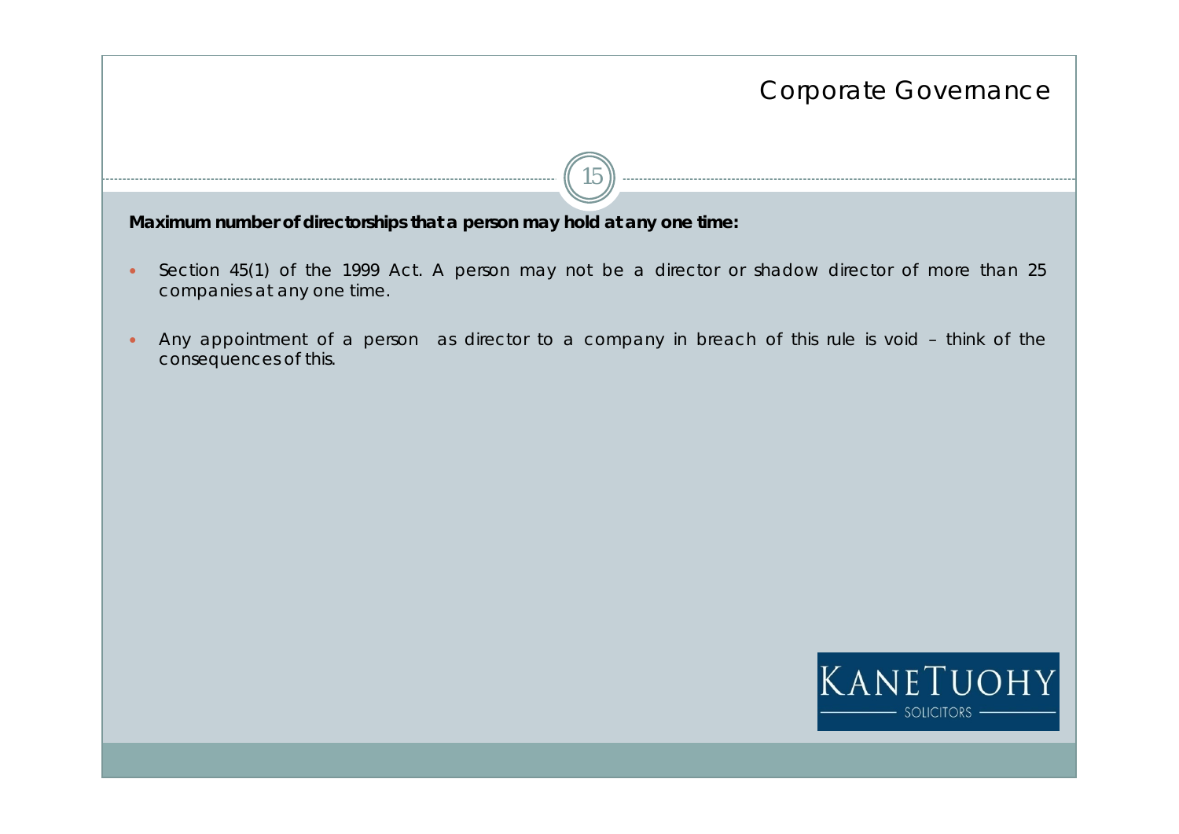**Maximum number of directorships that a person may hold at any one time:**

- Section 45(1) of the 1999 Act. A person may not be a director or shadow director of more than 25 companies at any one time.
- Any appointment of a person as director to a company in breach of this rule is void – think of the consequences of this.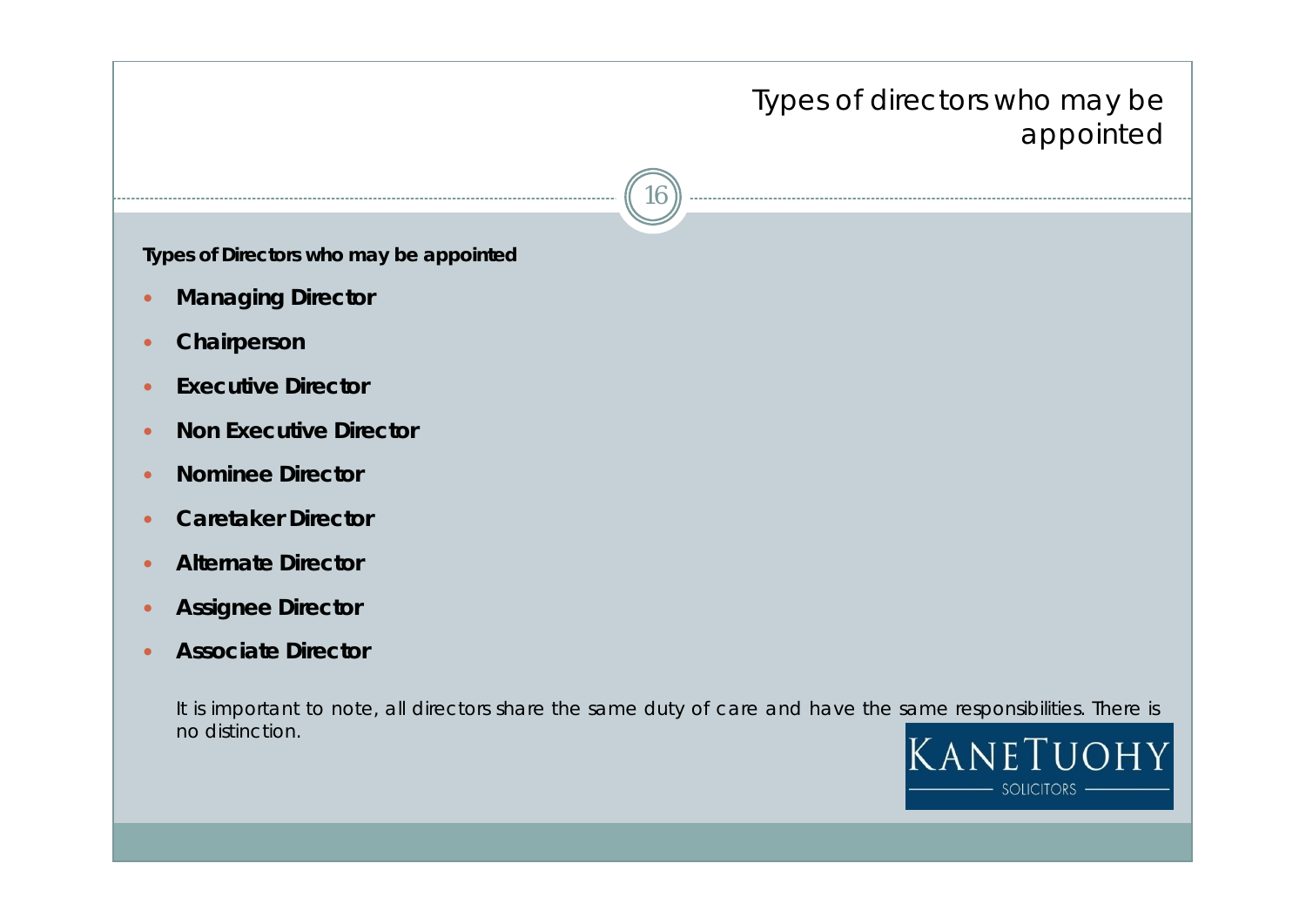# Types of directors who may be appointed

**Types of Directors who may be appointed**

- **Managing Director**
- **Chairperson**
- **Executive Director**
- **Non Executive Director**
- **Nominee Director**
- **Caretaker Director**
- **Alternate Director**
- **Assignee Director**
- **Associate Director**

It is important to note, all directors share the same duty of care and have the same responsibilities. There is no distinction.

KANETUOHY SOLICITORS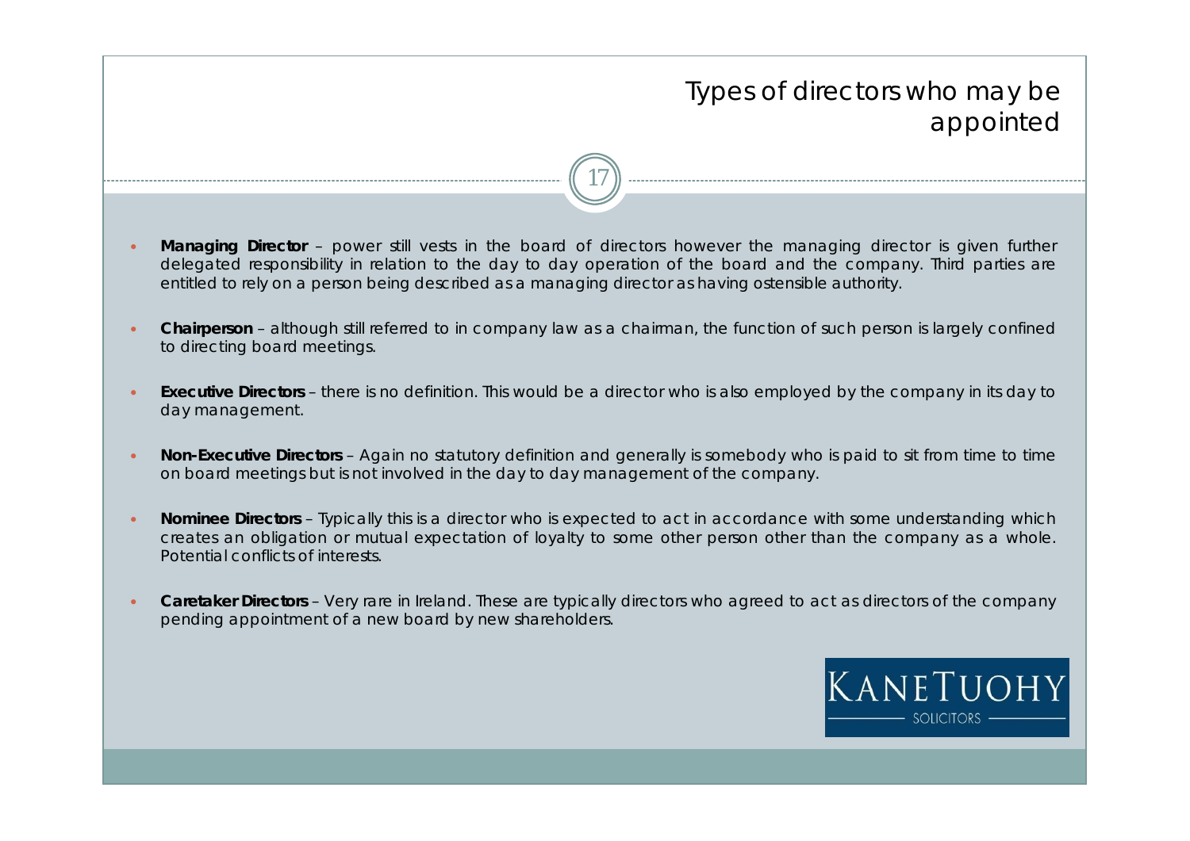# Types of directors who may be appointed

- **Managing Director** – power still vests in the board of directors however the managing director is given further delegated responsibility in relation to the day to day operation of the board and the company. Third parties are entitled to rely on a person being described as a managing director as having ostensible authority.

- **Chairperson** – although still referred to in company law as a chairman, the function of such person is largely confined to directing board meetings.

- **Executive Directors** – there is no definition. This would be a director who is also employed by the company in its day to day management.

- **Non-Executive Directors** – Again no statutory definition and generally is somebody who is paid to sit from time to time on board meetings but is not involved in the day to day management of the company.

- **Nominee Directors** – Typically this is a director who is expected to act in accordance with some understanding which creates an obligation or mutual expectation of loyalty to some other person other than the company as a whole. Potential conflicts of interests.

- **Caretaker Directors** – Very rare in Ireland. These are typically directors who agreed to act as directors of the company pending appointment of a new board by new shareholders.

KANETUOHY SOLICITORS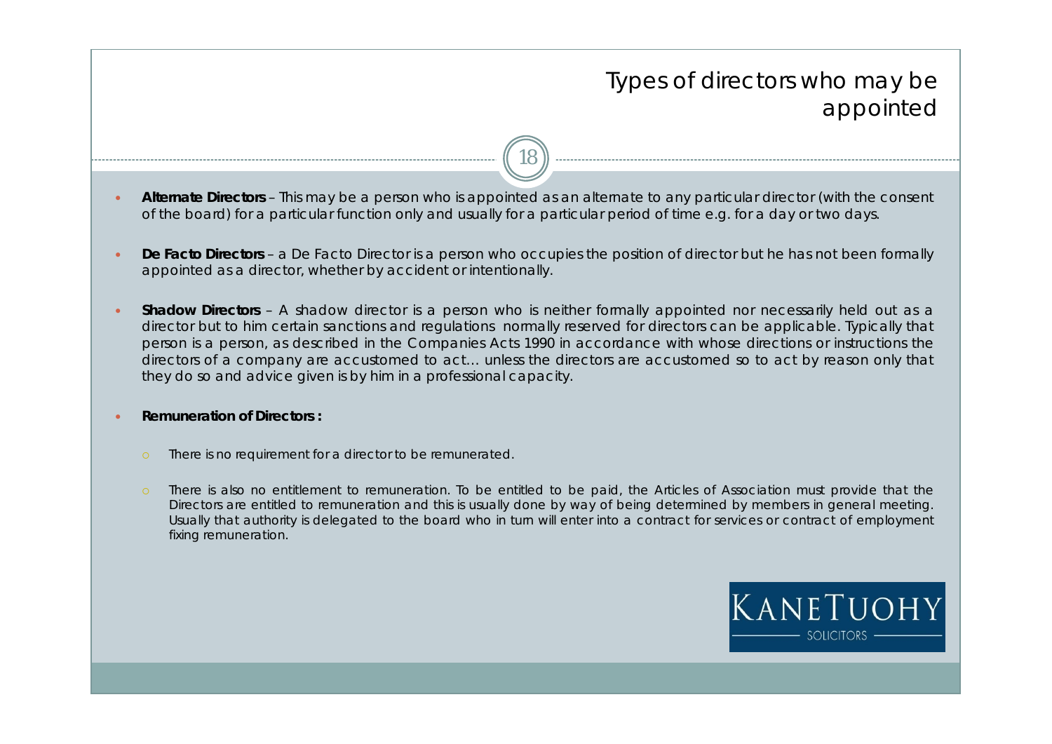# Types of directors who may be appointed

- **Alternate Directors** – This may be a person who is appointed as an alternate to any particular director (with the consent of the board) for a particular function only and usually for a particular period of time e.g. for a day or two days.

- **De Facto Directors** – a De Facto Director is a person who occupies the position of director but he has not been formally appointed as a director, whether by accident or intentionally.

- **Shadow Directors** – A shadow director is a person who is neither formally appointed nor necessarily held out as a director but to him certain sanctions and regulations normally reserved for directors can be applicable. Typically that person is a person, as described in the Companies Acts 1990 in accordance with whose directions or instructions the directors of a company are accustomed to act… unless the directors are accustomed so to act by reason only that they do so and advice given is by him in a professional capacity.

- **Remuneration of Directors :**

  - There is no requirement for a director to be remunerated.

  - There is also no entitlement to remuneration. To be entitled to be paid, the Articles of Association must provide that the Directors are entitled to remuneration and this is usually done by way of being determined by members in general meeting. Usually that authority is delegated to the board who in turn will enter into a contract for services or contract of employment fixing remuneration.

KANETUOHY SOLICITORS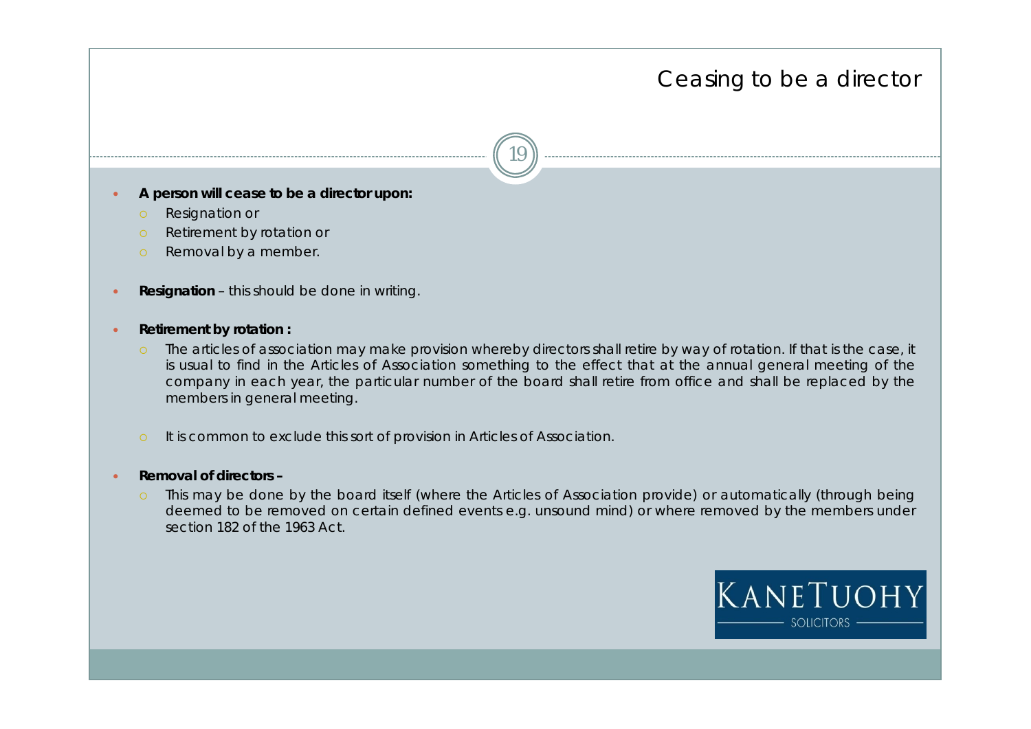# Ceasing to be a director

- **A person will cease to be a director upon:**
  - Resignation or
  - Retirement by rotation or
  - Removal by a member.

- **Resignation** – this should be done in writing.

- **Retirement by rotation :**
  - The articles of association may make provision whereby directors shall retire by way of rotation. If that is the case, it is usual to find in the Articles of Association something to the effect that at the annual general meeting of the company in each year, the particular number of the board shall retire from office and shall be replaced by the members in general meeting.

  - It is common to exclude this sort of provision in Articles of Association.

- **Removal of directors –**
  - This may be done by the board itself (where the Articles of Association provide) or automatically (through being deemed to be removed on certain defined events e.g. unsound mind) or where removed by the members under section 182 of the 1963 Act.

KANETUOHY SOLICITORS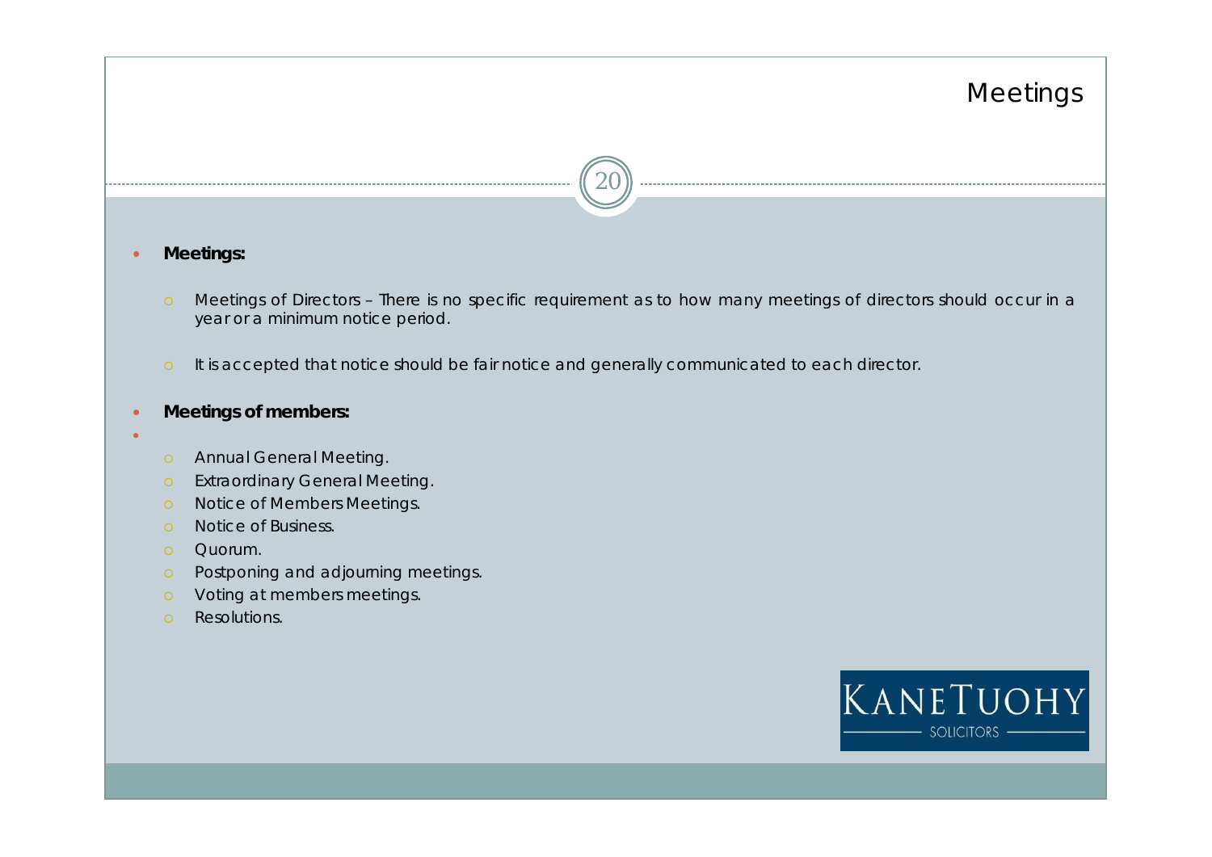# Meetings

- **Meetings:**
  - Meetings of Directors – There is no specific requirement as to how many meetings of directors should occur in a year or a minimum notice period.
  - It is accepted that notice should be fair notice and generally communicated to each director.

- **Meetings of members:**
  - Annual General Meeting.
  - Extraordinary General Meeting.
  - Notice of Members Meetings.
  - Notice of Business.
  - Quorum.
  - Postponing and adjourning meetings.
  - Voting at members meetings.
  - Resolutions.

KANETUOHY SOLICITORS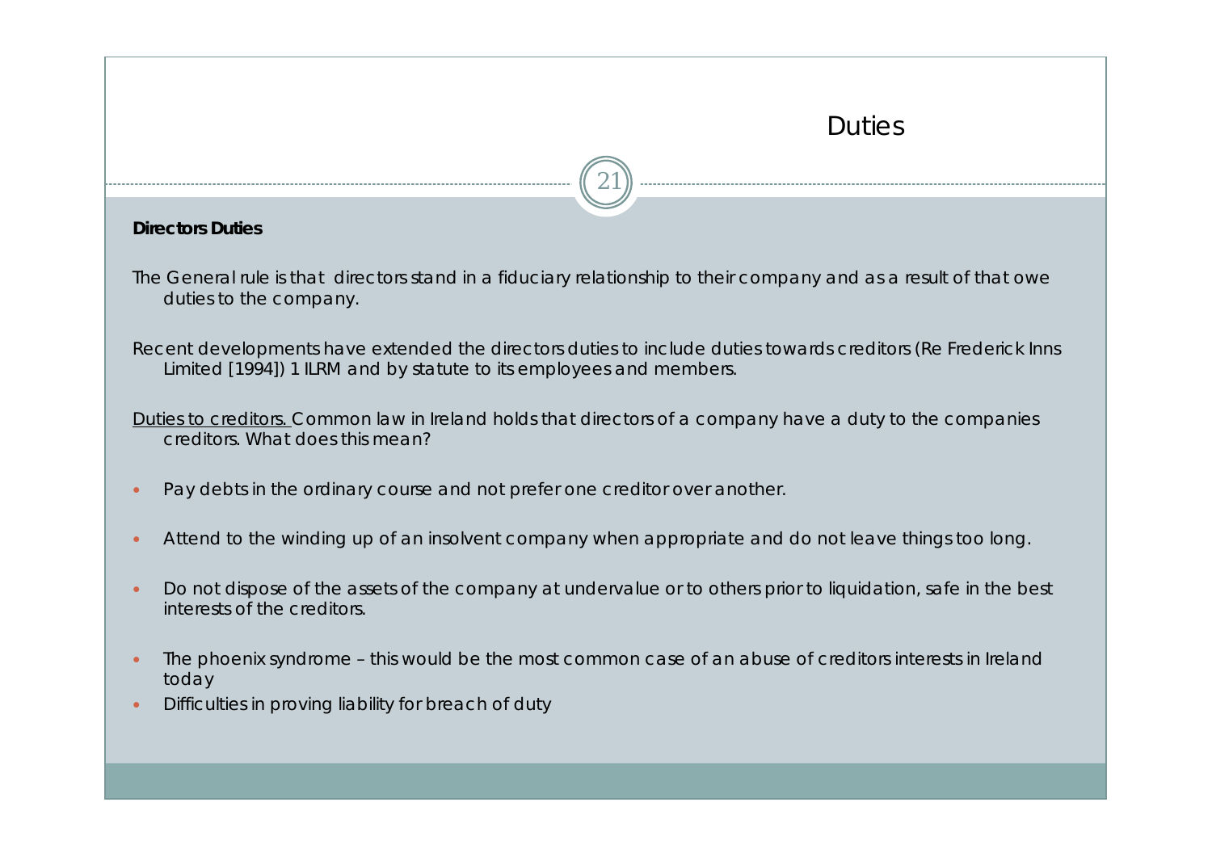# Duties

**Directors Duties**

The General rule is that directors stand in a fiduciary relationship to their company and as a result of that owe duties to the company.

Recent developments have extended the directors duties to include duties towards creditors (Re Frederick Inns Limited [1994]) 1 ILRM and by statute to its employees and members.

<u>Duties to creditors.</u> Common law in Ireland holds that directors of a company have a duty to the companies creditors. What does this mean?

- Pay debts in the ordinary course and not prefer one creditor over another.
- Attend to the winding up of an insolvent company when appropriate and do not leave things too long.
- Do not dispose of the assets of the company at undervalue or to others prior to liquidation, safe in the best interests of the creditors.
- The phoenix syndrome – this would be the most common case of an abuse of creditors interests in Ireland today
- Difficulties in proving liability for breach of duty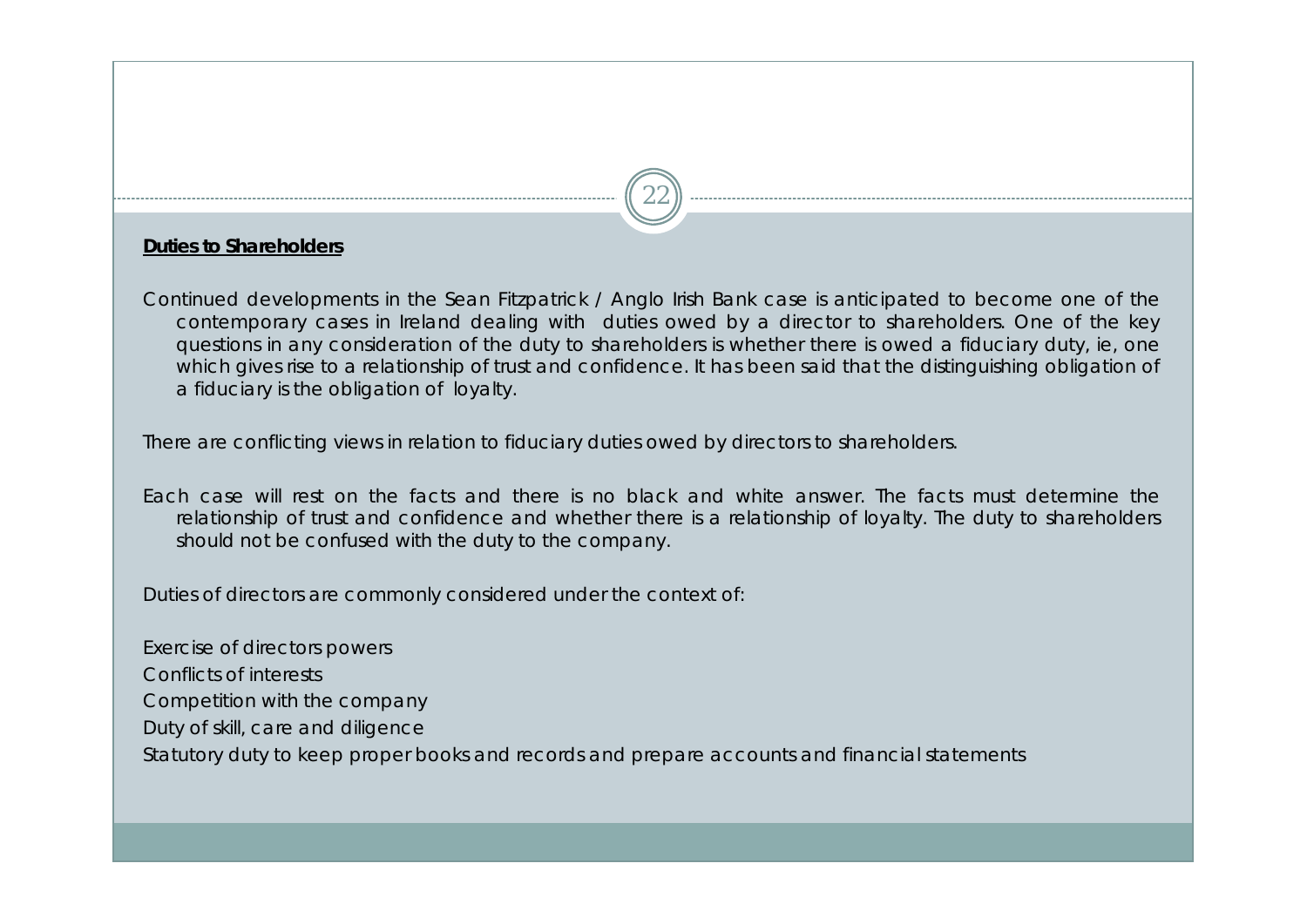**Duties to Shareholders**

Continued developments in the Sean Fitzpatrick / Anglo Irish Bank case is anticipated to become one of the contemporary cases in Ireland dealing with duties owed by a director to shareholders. One of the key questions in any consideration of the duty to shareholders is whether there is owed a fiduciary duty, ie, one which gives rise to a relationship of trust and confidence. It has been said that the distinguishing obligation of a fiduciary is the obligation of loyalty.

There are conflicting views in relation to fiduciary duties owed by directors to shareholders.

Each case will rest on the facts and there is no black and white answer. The facts must determine the relationship of trust and confidence and whether there is a relationship of loyalty. The duty to shareholders should not be confused with the duty to the company.

Duties of directors are commonly considered under the context of:

Exercise of directors powers

Conflicts of interests

Competition with the company

Duty of skill, care and diligence

Statutory duty to keep proper books and records and prepare accounts and financial statements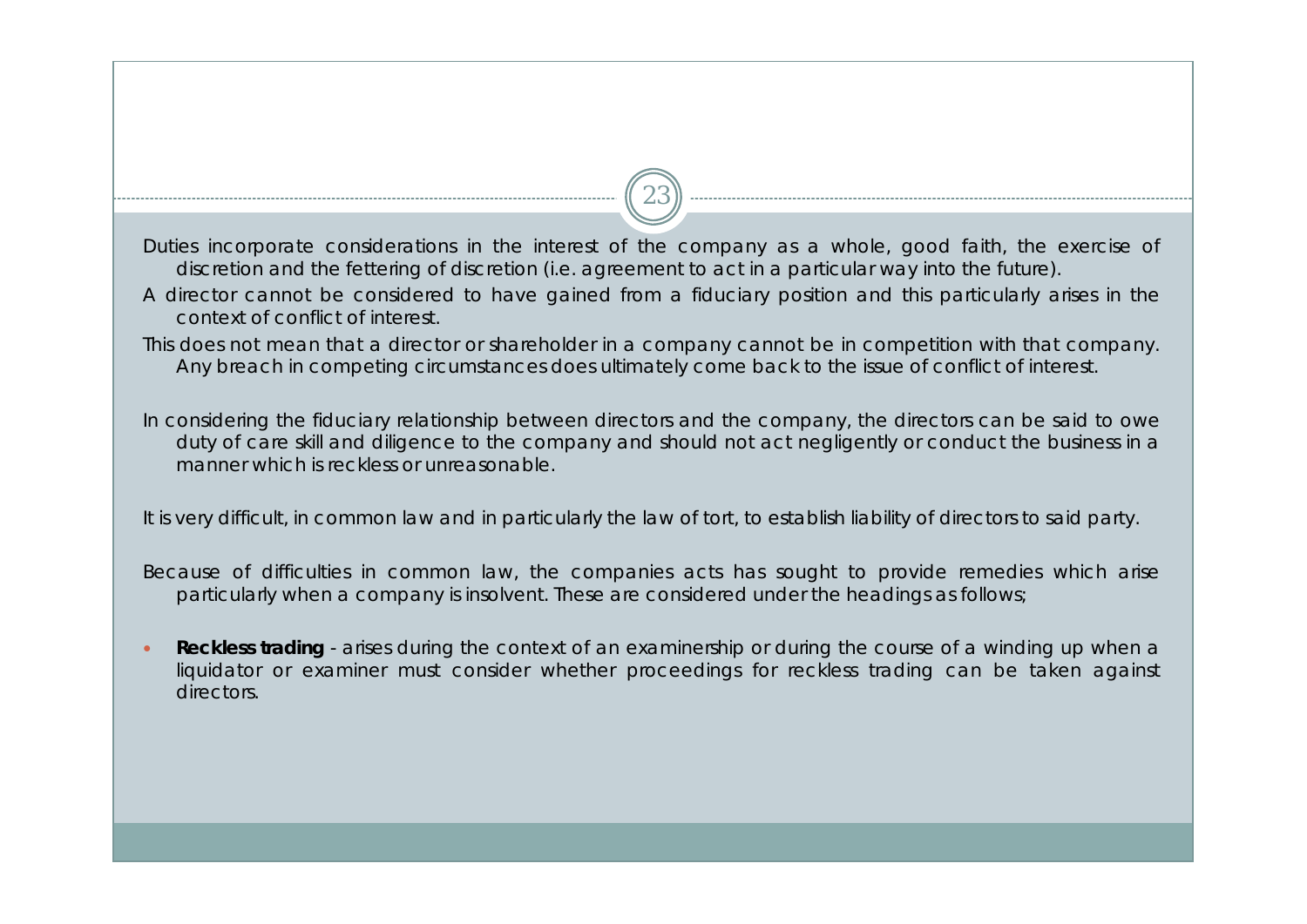Duties incorporate considerations in the interest of the company as a whole, good faith, the exercise of discretion and the fettering of discretion (i.e. agreement to act in a particular way into the future).

A director cannot be considered to have gained from a fiduciary position and this particularly arises in the context of conflict of interest.

This does not mean that a director or shareholder in a company cannot be in competition with that company. Any breach in competing circumstances does ultimately come back to the issue of conflict of interest.

In considering the fiduciary relationship between directors and the company, the directors can be said to owe duty of care skill and diligence to the company and should not act negligently or conduct the business in a manner which is reckless or unreasonable.

It is very difficult, in common law and in particularly the law of tort, to establish liability of directors to said party.

Because of difficulties in common law, the companies acts has sought to provide remedies which arise particularly when a company is insolvent. These are considered under the headings as follows;

- **Reckless trading** - arises during the context of an examinership or during the course of a winding up when a liquidator or examiner must consider whether proceedings for reckless trading can be taken against directors.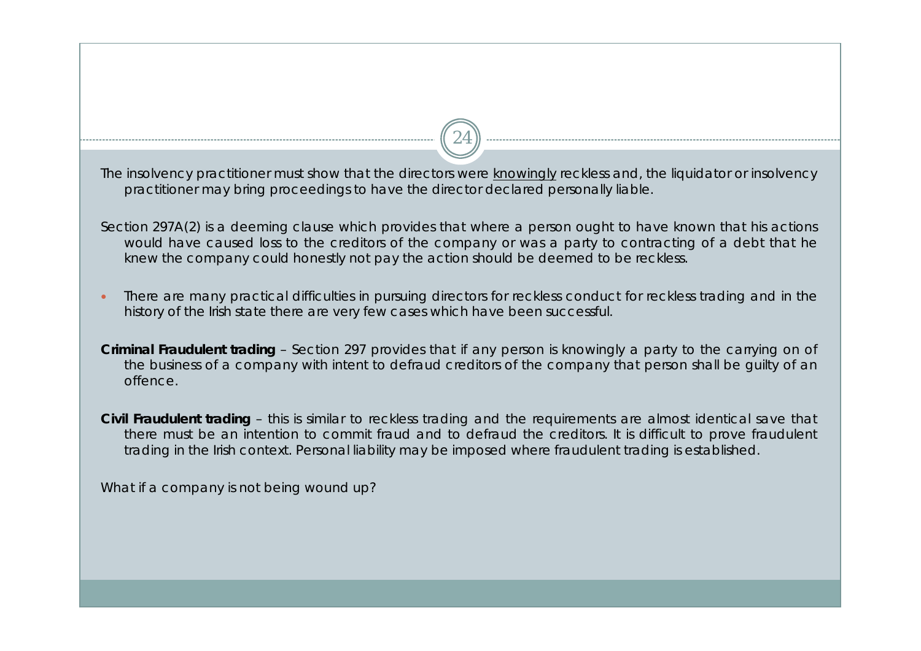The insolvency practitioner must show that the directors were <u>knowingly</u> reckless and, the liquidator or insolvency practitioner may bring proceedings to have the director declared personally liable.

Section 297A(2) is a deeming clause which provides that where a person ought to have known that his actions would have caused loss to the creditors of the company or was a party to contracting of a debt that he knew the company could honestly not pay the action should be deemed to be reckless.

- There are many practical difficulties in pursuing directors for reckless conduct for reckless trading and in the history of the Irish state there are very few cases which have been successful.

**Criminal Fraudulent trading** – Section 297 provides that if any person is knowingly a party to the carrying on of the business of a company with intent to defraud creditors of the company that person shall be guilty of an offence.

**Civil Fraudulent trading** – this is similar to reckless trading and the requirements are almost identical save that there must be an intention to commit fraud and to defraud the creditors. It is difficult to prove fraudulent trading in the Irish context. Personal liability may be imposed where fraudulent trading is established.

What if a company is not being wound up?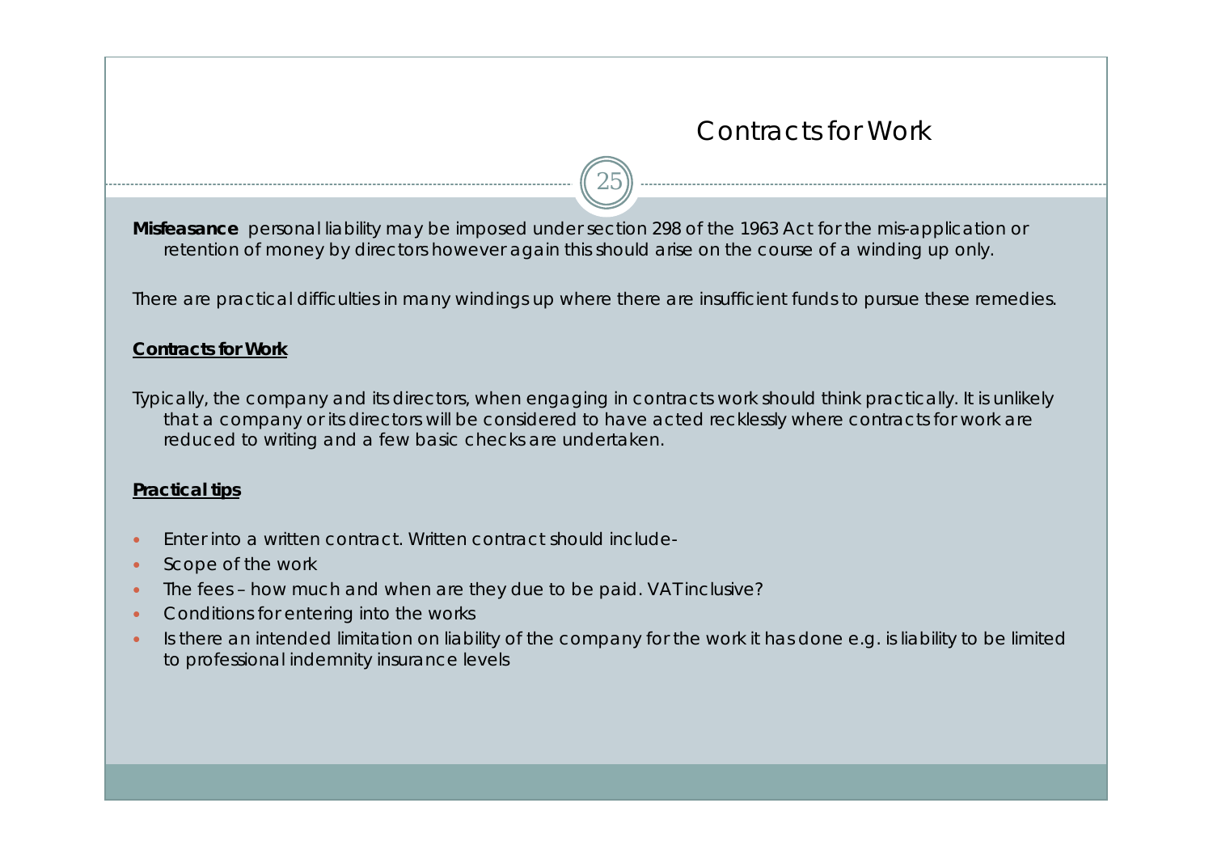## Contracts for Work

**Misfeasance** personal liability may be imposed under section 298 of the 1963 Act for the mis-application or retention of money by directors however again this should arise on the course of a winding up only.

There are practical difficulties in many windings up where there are insufficient funds to pursue these remedies.

**Contracts for Work**

Typically, the company and its directors, when engaging in contracts work should think practically. It is unlikely that a company or its directors will be considered to have acted recklessly where contracts for work are reduced to writing and a few basic checks are undertaken.

**Practical tips**

- Enter into a written contract. Written contract should include-
- Scope of the work
- The fees – how much and when are they due to be paid. VAT inclusive?
- Conditions for entering into the works
- Is there an intended limitation on liability of the company for the work it has done e.g. is liability to be limited to professional indemnity insurance levels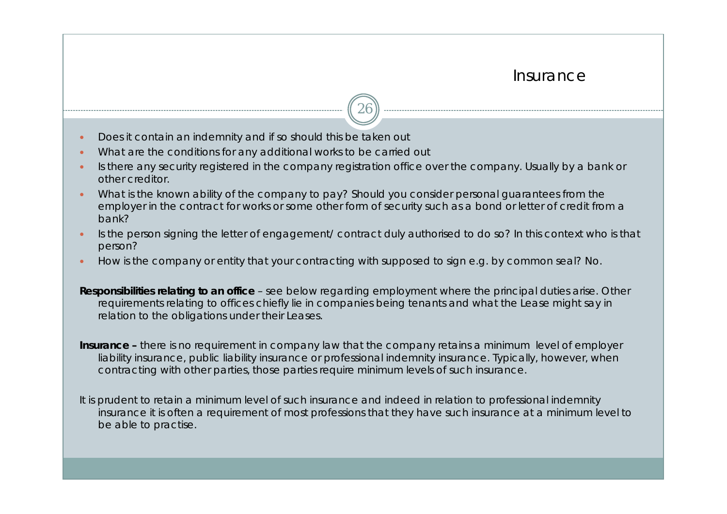## Insurance

- Does it contain an indemnity and if so should this be taken out
- What are the conditions for any additional works to be carried out
- Is there any security registered in the company registration office over the company. Usually by a bank or other creditor.
- What is the known ability of the company to pay? Should you consider personal guarantees from the employer in the contract for works or some other form of security such as a bond or letter of credit from a bank?
- Is the person signing the letter of engagement/ contract duly authorised to do so? In this context who is that person?
- How is the company or entity that your contracting with supposed to sign e.g. by common seal? No.

**Responsibilities relating to an office** – see below regarding employment where the principal duties arise. Other requirements relating to offices chiefly lie in companies being tenants and what the Lease might say in relation to the obligations under their Leases.

**Insurance –** there is no requirement in company law that the company retains a minimum level of employer liability insurance, public liability insurance or professional indemnity insurance. Typically, however, when contracting with other parties, those parties require minimum levels of such insurance.

It is prudent to retain a minimum level of such insurance and indeed in relation to professional indemnity insurance it is often a requirement of most professions that they have such insurance at a minimum level to be able to practise.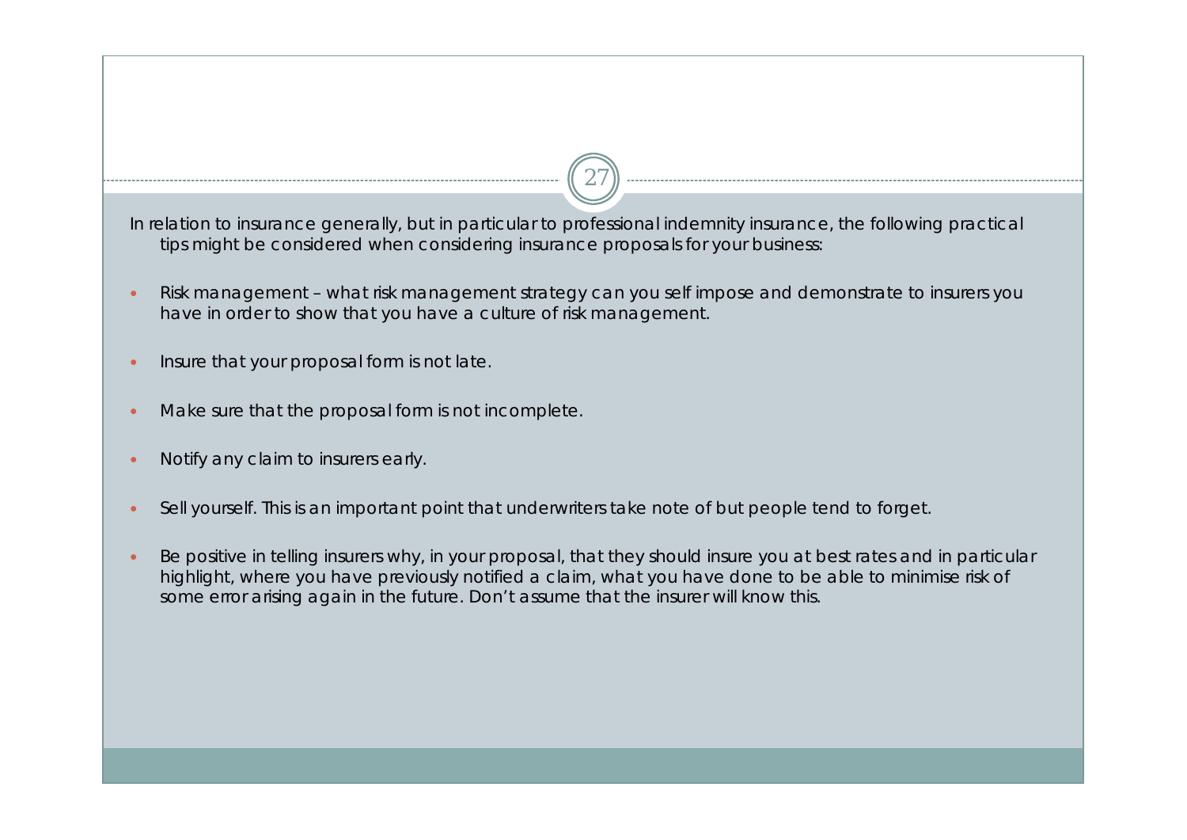In relation to insurance generally, but in particular to professional indemnity insurance, the following practical tips might be considered when considering insurance proposals for your business:

- Risk management – what risk management strategy can you self impose and demonstrate to insurers you have in order to show that you have a culture of risk management.
- Insure that your proposal form is not late.
- Make sure that the proposal form is not incomplete.
- Notify any claim to insurers early.
- Sell yourself. This is an important point that underwriters take note of but people tend to forget.
- Be positive in telling insurers why, in your proposal, that they should insure you at best rates and in particular highlight, where you have previously notified a claim, what you have done to be able to minimise risk of some error arising again in the future. Don't assume that the insurer will know this.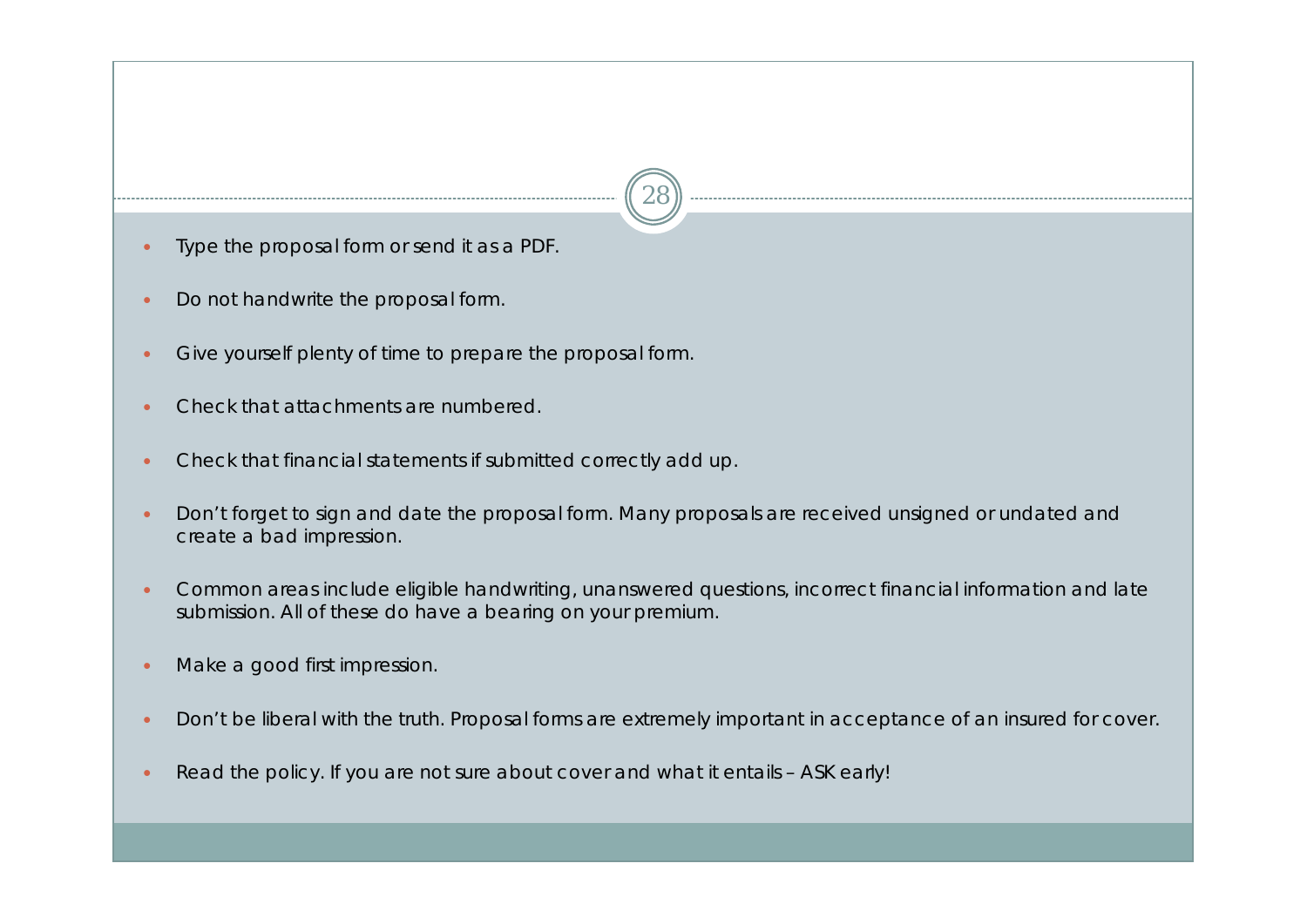- Type the proposal form or send it as a PDF.
- Do not handwrite the proposal form.
- Give yourself plenty of time to prepare the proposal form.
- Check that attachments are numbered.
- Check that financial statements if submitted correctly add up.
- Don't forget to sign and date the proposal form. Many proposals are received unsigned or undated and create a bad impression.
- Common areas include eligible handwriting, unanswered questions, incorrect financial information and late submission. All of these do have a bearing on your premium.
- Make a good first impression.
- Don't be liberal with the truth. Proposal forms are extremely important in acceptance of an insured for cover.
- Read the policy. If you are not sure about cover and what it entails – ASK early!